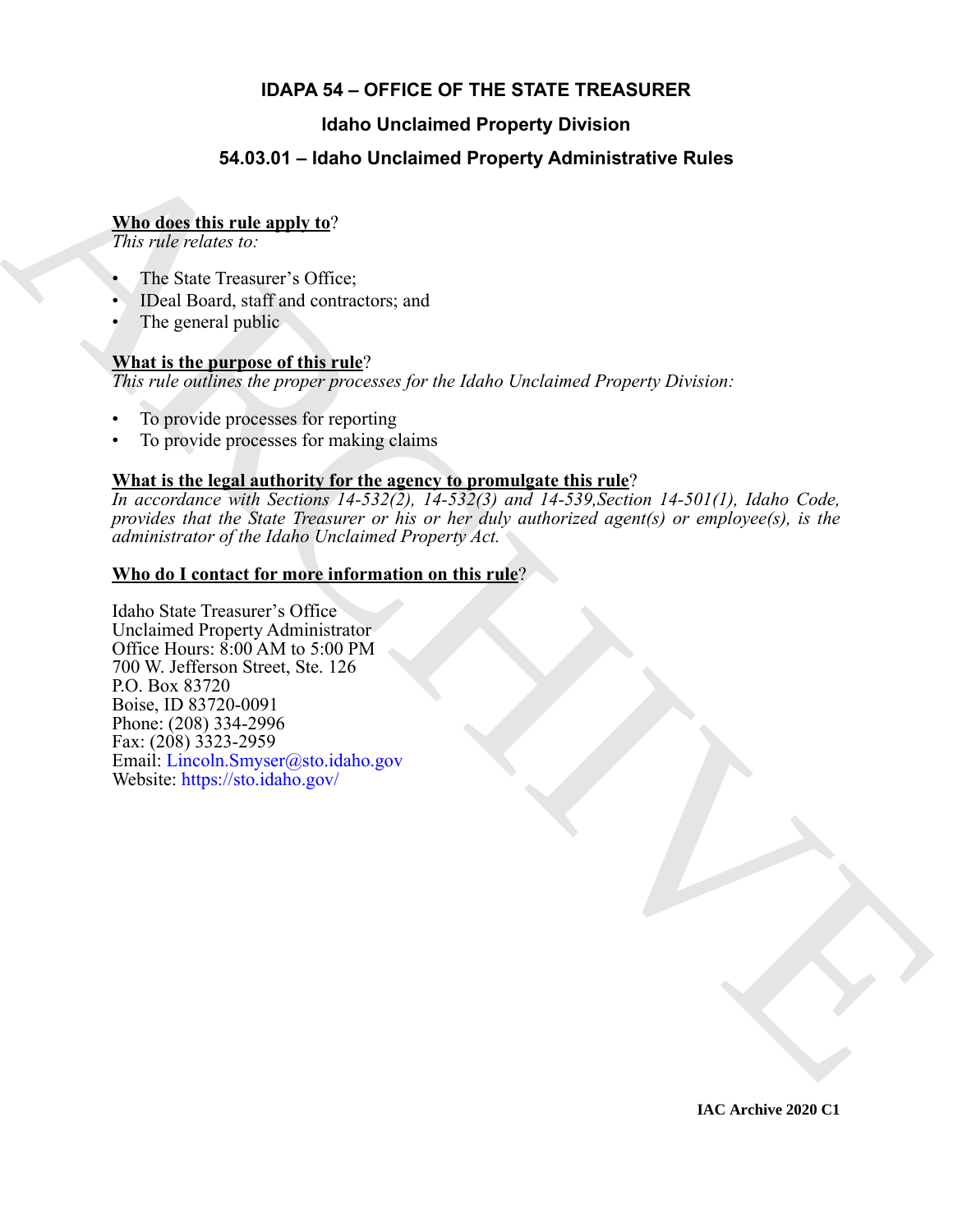# IDAPA 54 – OFFICE OF THE STATE TREASURER

## Idaho Unclaimed Property Division

## 54.03.01 – Idaho Unclaimed Property Administrative Rules

**Who does this rule apply to**?

*This rule relates to:*

- The State Treasurer's Office;
- IDeal Board, staff and contractors; and
- The general public

**What is the purpose of this rule**?

*This rule outlines the proper processes for the Idaho Unclaimed Property Division:*

- To provide processes for reporting
- To provide processes for making claims

**What is the legal authority for the agency to promulgate this rule**?

*In accordance with Sections 14-532(2), 14-532(3) and 14-539,Section 14-501(1), Idaho Code, provides that the State Treasurer or his or her duly authorized agent(s) or employee(s), is the administrator of the Idaho Unclaimed Property Act.*

**Who do I contact for more information on this rule**?

Idaho State Treasurer's Office
Unclaimed Property Administrator
Office Hours: 8:00 AM to 5:00 PM
700 W. Jefferson Street, Ste. 126
P.O. Box 83720
Boise, ID 83720-0091
Phone: (208) 334-2996
Fax: (208) 3323-2959
Email: Lincoln.Smyser@sto.idaho.gov
Website: https://sto.idaho.gov/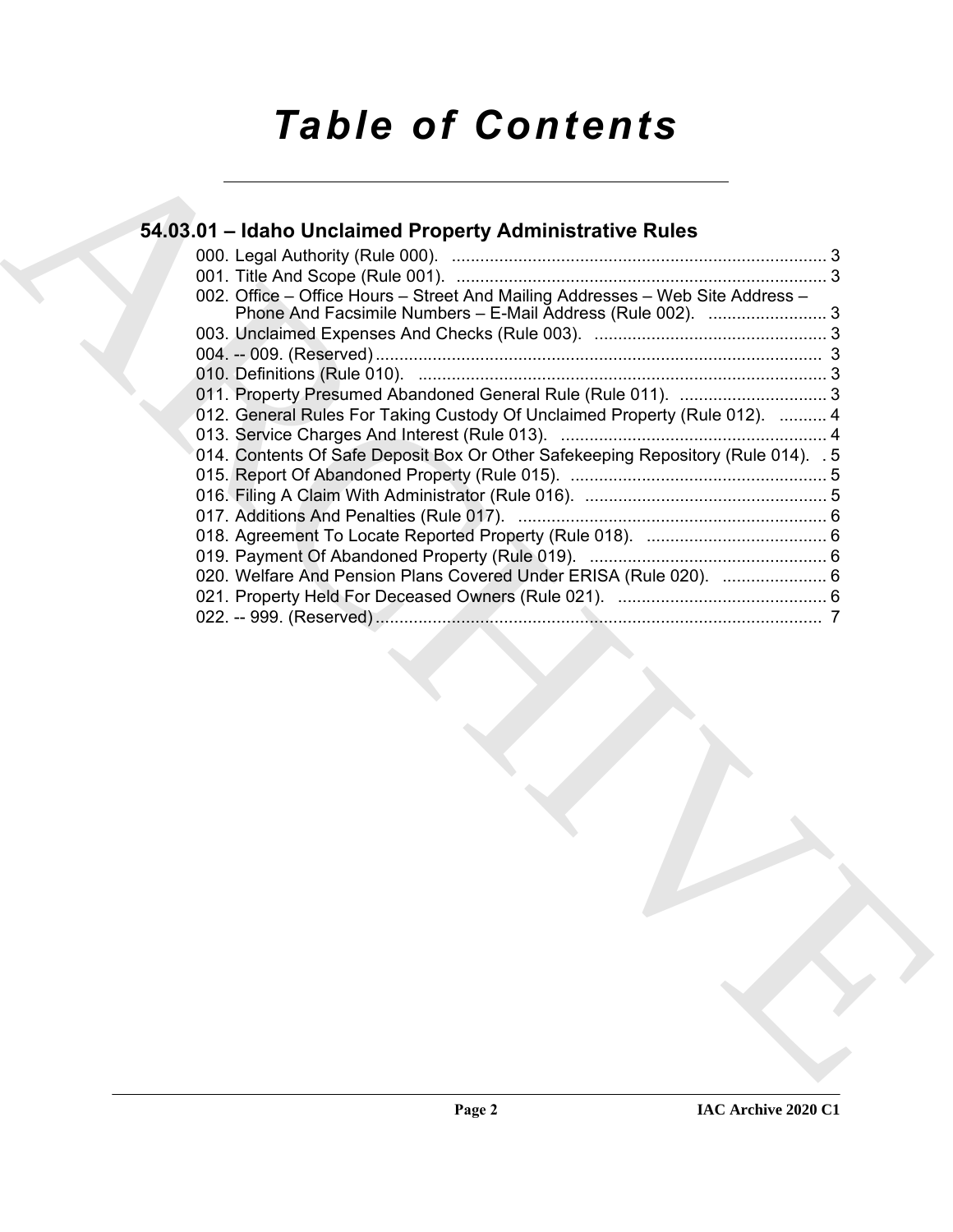# *Table of Contents*

## 54.03.01 – Idaho Unclaimed Property Administrative Rules

000. Legal Authority (Rule 000). ..................................................................................... 3
001. Title And Scope (Rule 001). ..................................................................................... 3
002. Office – Office Hours – Street And Mailing Addresses – Web Site Address – Phone And Facsimile Numbers – E-Mail Address (Rule 002). ......................... 3
003. Unclaimed Expenses And Checks (Rule 003). ................................................. 3
004. -- 009. (Reserved) .............................................................................................. 3
010. Definitions (Rule 010). ..................................................................................... 3
011. Property Presumed Abandoned General Rule (Rule 011). ............................... 3
012. General Rules For Taking Custody Of Unclaimed Property (Rule 012). .......... 4
013. Service Charges And Interest (Rule 013). ....................................................... 4
014. Contents Of Safe Deposit Box Or Other Safekeeping Repository (Rule 014). . 5
015. Report Of Abandoned Property (Rule 015). ...................................................... 5
016. Filing A Claim With Administrator (Rule 016). ................................................... 5
017. Additions And Penalties (Rule 017). ................................................................. 6
018. Agreement To Locate Reported Property (Rule 018). ...................................... 6
019. Payment Of Abandoned Property (Rule 019). .................................................. 6
020. Welfare And Pension Plans Covered Under ERISA (Rule 020). ...................... 6
021. Property Held For Deceased Owners (Rule 021). ............................................ 6
022. -- 999. (Reserved) .............................................................................................. 7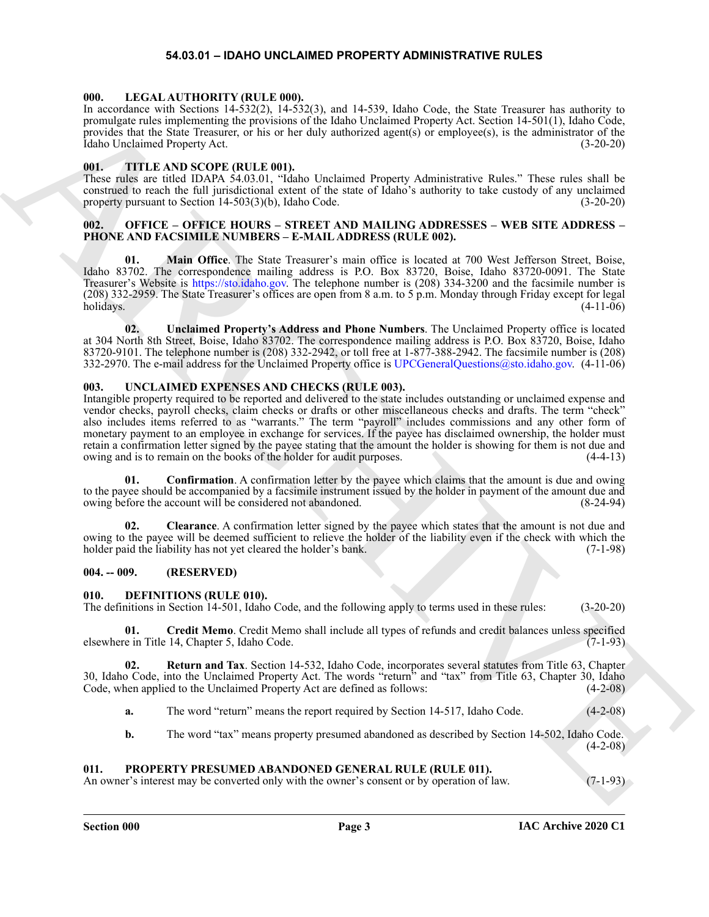# 54.03.01 – IDAHO UNCLAIMED PROPERTY ADMINISTRATIVE RULES

### 000. LEGAL AUTHORITY (RULE 000).

In accordance with Sections 14-532(2), 14-532(3), and 14-539, Idaho Code, the State Treasurer has authority to promulgate rules implementing the provisions of the Idaho Unclaimed Property Act. Section 14-501(1), Idaho Code, provides that the State Treasurer, or his or her duly authorized agent(s) or employee(s), is the administrator of the Idaho Unclaimed Property Act. (3-20-20)

### 001. TITLE AND SCOPE (RULE 001).

These rules are titled IDAPA 54.03.01, "Idaho Unclaimed Property Administrative Rules." These rules shall be construed to reach the full jurisdictional extent of the state of Idaho's authority to take custody of any unclaimed property pursuant to Section 14-503(3)(b), Idaho Code. (3-20-20)

### 002. OFFICE – OFFICE HOURS – STREET AND MAILING ADDRESSES – WEB SITE ADDRESS – PHONE AND FACSIMILE NUMBERS – E-MAIL ADDRESS (RULE 002).

**01. Main Office**. The State Treasurer's main office is located at 700 West Jefferson Street, Boise, Idaho 83702. The correspondence mailing address is P.O. Box 83720, Boise, Idaho 83720-0091. The State Treasurer's Website is https://sto.idaho.gov. The telephone number is (208) 334-3200 and the facsimile number is (208) 332-2959. The State Treasurer's offices are open from 8 a.m. to 5 p.m. Monday through Friday except for legal holidays. (4-11-06)

**02. Unclaimed Property's Address and Phone Numbers**. The Unclaimed Property office is located at 304 North 8th Street, Boise, Idaho 83702. The correspondence mailing address is P.O. Box 83720, Boise, Idaho 83720-9101. The telephone number is (208) 332-2942, or toll free at 1-877-388-2942. The facsimile number is (208) 332-2970. The e-mail address for the Unclaimed Property office is UPCGeneralQuestions@sto.idaho.gov. (4-11-06)

### 003. UNCLAIMED EXPENSES AND CHECKS (RULE 003).

Intangible property required to be reported and delivered to the state includes outstanding or unclaimed expense and vendor checks, payroll checks, claim checks or drafts or other miscellaneous checks and drafts. The term "check" also includes items referred to as "warrants." The term "payroll" includes commissions and any other form of monetary payment to an employee in exchange for services. If the payee has disclaimed ownership, the holder must retain a confirmation letter signed by the payee stating that the amount the holder is showing for them is not due and owing and is to remain on the books of the holder for audit purposes. (4-4-13)

**01. Confirmation**. A confirmation letter by the payee which claims that the amount is due and owing to the payee should be accompanied by a facsimile instrument issued by the holder in payment of the amount due and owing before the account will be considered not abandoned. (8-24-94)

**02. Clearance**. A confirmation letter signed by the payee which states that the amount is not due and owing to the payee will be deemed sufficient to relieve the holder of the liability even if the check with which the holder paid the liability has not yet cleared the holder's bank. (7-1-98)

### 004. -- 009. (RESERVED)

### 010. DEFINITIONS (RULE 010).

The definitions in Section 14-501, Idaho Code, and the following apply to terms used in these rules: (3-20-20)

**01. Credit Memo**. Credit Memo shall include all types of refunds and credit balances unless specified elsewhere in Title 14, Chapter 5, Idaho Code. (7-1-93)

**02. Return and Tax**. Section 14-532, Idaho Code, incorporates several statutes from Title 63, Chapter 30, Idaho Code, into the Unclaimed Property Act. The words "return" and "tax" from Title 63, Chapter 30, Idaho Code, when applied to the Unclaimed Property Act are defined as follows: (4-2-08)

**a.** The word "return" means the report required by Section 14-517, Idaho Code. (4-2-08)

**b.** The word "tax" means property presumed abandoned as described by Section 14-502, Idaho Code. (4-2-08)

### 011. PROPERTY PRESUMED ABANDONED GENERAL RULE (RULE 011).

An owner's interest may be converted only with the owner's consent or by operation of law. (7-1-93)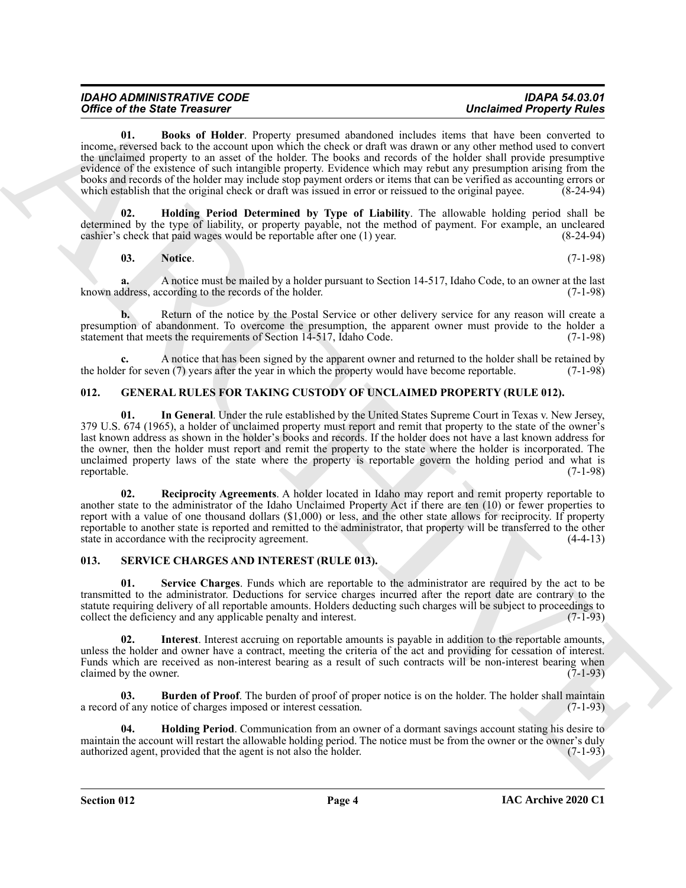**01. Books of Holder**. Property presumed abandoned includes items that have been converted to income, reversed back to the account upon which the check or draft was drawn or any other method used to convert the unclaimed property to an asset of the holder. The books and records of the holder shall provide presumptive evidence of the existence of such intangible property. Evidence which may rebut any presumption arising from the books and records of the holder may include stop payment orders or items that can be verified as accounting errors or which establish that the original check or draft was issued in error or reissued to the original payee. (8-24-94)

**02. Holding Period Determined by Type of Liability**. The allowable holding period shall be determined by the type of liability, or property payable, not the method of payment. For example, an uncleared cashier's check that paid wages would be reportable after one (1) year. (8-24-94)

**03. Notice**. (7-1-98)

**a.** A notice must be mailed by a holder pursuant to Section 14-517, Idaho Code, to an owner at the last known address, according to the records of the holder. (7-1-98)

**b.** Return of the notice by the Postal Service or other delivery service for any reason will create a presumption of abandonment. To overcome the presumption, the apparent owner must provide to the holder a statement that meets the requirements of Section 14-517, Idaho Code. (7-1-98)

**c.** A notice that has been signed by the apparent owner and returned to the holder shall be retained by the holder for seven (7) years after the year in which the property would have become reportable. (7-1-98)

## 012. GENERAL RULES FOR TAKING CUSTODY OF UNCLAIMED PROPERTY (RULE 012).

**01. In General**. Under the rule established by the United States Supreme Court in Texas v. New Jersey, 379 U.S. 674 (1965), a holder of unclaimed property must report and remit that property to the state of the owner's last known address as shown in the holder's books and records. If the holder does not have a last known address for the owner, then the holder must report and remit the property to the state where the holder is incorporated. The unclaimed property laws of the state where the property is reportable govern the holding period and what is reportable. (7-1-98)

**02. Reciprocity Agreements**. A holder located in Idaho may report and remit property reportable to another state to the administrator of the Idaho Unclaimed Property Act if there are ten (10) or fewer properties to report with a value of one thousand dollars ($1,000) or less, and the other state allows for reciprocity. If property reportable to another state is reported and remitted to the administrator, that property will be transferred to the other state in accordance with the reciprocity agreement. (4-4-13)

## 013. SERVICE CHARGES AND INTEREST (RULE 013).

**01. Service Charges**. Funds which are reportable to the administrator are required by the act to be transmitted to the administrator. Deductions for service charges incurred after the report date are contrary to the statute requiring delivery of all reportable amounts. Holders deducting such charges will be subject to proceedings to collect the deficiency and any applicable penalty and interest. (7-1-93)

**02. Interest**. Interest accruing on reportable amounts is payable in addition to the reportable amounts, unless the holder and owner have a contract, meeting the criteria of the act and providing for cessation of interest. Funds which are received as non-interest bearing as a result of such contracts will be non-interest bearing when claimed by the owner. (7-1-93)

**03. Burden of Proof**. The burden of proof of proper notice is on the holder. The holder shall maintain a record of any notice of charges imposed or interest cessation. (7-1-93)

**04. Holding Period**. Communication from an owner of a dormant savings account stating his desire to maintain the account will restart the allowable holding period. The notice must be from the owner or the owner's duly authorized agent, provided that the agent is not also the holder. (7-1-93)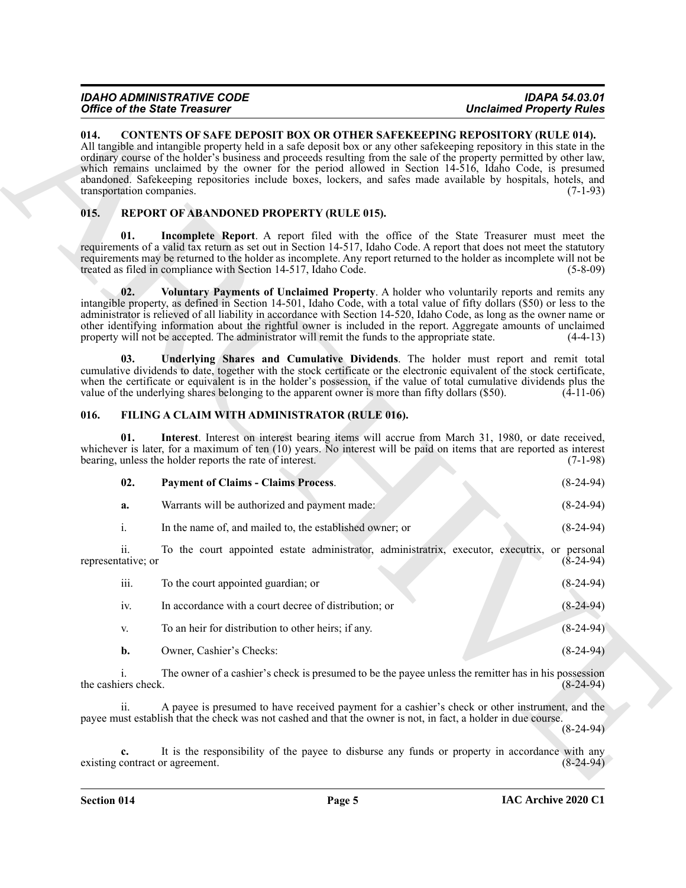### 014. CONTENTS OF SAFE DEPOSIT BOX OR OTHER SAFEKEEPING REPOSITORY (RULE 014).

All tangible and intangible property held in a safe deposit box or any other safekeeping repository in this state in the ordinary course of the holder's business and proceeds resulting from the sale of the property permitted by other law, which remains unclaimed by the owner for the period allowed in Section 14-516, Idaho Code, is presumed abandoned. Safekeeping repositories include boxes, lockers, and safes made available by hospitals, hotels, and transportation companies. (7-1-93)

### 015. REPORT OF ABANDONED PROPERTY (RULE 015).

**01. Incomplete Report**. A report filed with the office of the State Treasurer must meet the requirements of a valid tax return as set out in Section 14-517, Idaho Code. A report that does not meet the statutory requirements may be returned to the holder as incomplete. Any report returned to the holder as incomplete will not be treated as filed in compliance with Section 14-517, Idaho Code. (5-8-09)

**02. Voluntary Payments of Unclaimed Property**. A holder who voluntarily reports and remits any intangible property, as defined in Section 14-501, Idaho Code, with a total value of fifty dollars ($50) or less to the administrator is relieved of all liability in accordance with Section 14-520, Idaho Code, as long as the owner name or other identifying information about the rightful owner is included in the report. Aggregate amounts of unclaimed property will not be accepted. The administrator will remit the funds to the appropriate state. (4-4-13)

**03. Underlying Shares and Cumulative Dividends**. The holder must report and remit total cumulative dividends to date, together with the stock certificate or the electronic equivalent of the stock certificate, when the certificate or equivalent is in the holder's possession, if the value of total cumulative dividends plus the value of the underlying shares belonging to the apparent owner is more than fifty dollars ($50). (4-11-06)

### 016. FILING A CLAIM WITH ADMINISTRATOR (RULE 016).

**01. Interest**. Interest on interest bearing items will accrue from March 31, 1980, or date received, whichever is later, for a maximum of ten (10) years. No interest will be paid on items that are reported as interest bearing, unless the holder reports the rate of interest. (7-1-98)

**02. Payment of Claims - Claims Process**. (8-24-94)

**a.** Warrants will be authorized and payment made: (8-24-94)

i. In the name of, and mailed to, the established owner; or (8-24-94)

ii. To the court appointed estate administrator, administratrix, executor, executrix, or personal representative; or (8-24-94)

iii. To the court appointed guardian; or (8-24-94)

iv. In accordance with a court decree of distribution; or (8-24-94)

v. To an heir for distribution to other heirs; if any. (8-24-94)

**b.** Owner, Cashier's Checks: (8-24-94)

i. The owner of a cashier's check is presumed to be the payee unless the remitter has in his possession the cashiers check. (8-24-94)

ii. A payee is presumed to have received payment for a cashier's check or other instrument, and the payee must establish that the check was not cashed and that the owner is not, in fact, a holder in due course. (8-24-94)

**c.** It is the responsibility of the payee to disburse any funds or property in accordance with any existing contract or agreement. (8-24-94)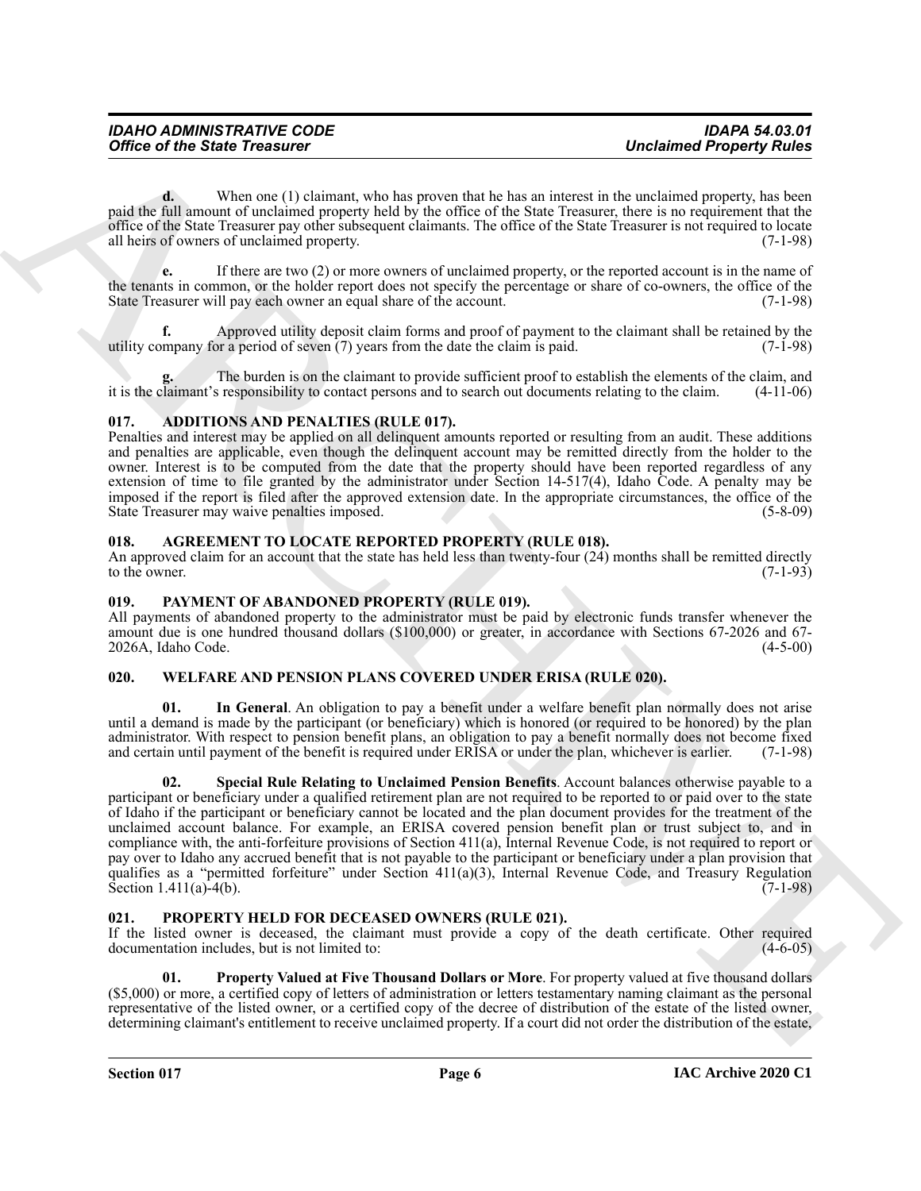**d.** When one (1) claimant, who has proven that he has an interest in the unclaimed property, has been paid the full amount of unclaimed property held by the office of the State Treasurer, there is no requirement that the office of the State Treasurer pay other subsequent claimants. The office of the State Treasurer is not required to locate all heirs of owners of unclaimed property. (7-1-98)

**e.** If there are two (2) or more owners of unclaimed property, or the reported account is in the name of the tenants in common, or the holder report does not specify the percentage or share of co-owners, the office of the State Treasurer will pay each owner an equal share of the account. (7-1-98)

**f.** Approved utility deposit claim forms and proof of payment to the claimant shall be retained by the utility company for a period of seven (7) years from the date the claim is paid. (7-1-98)

**g.** The burden is on the claimant to provide sufficient proof to establish the elements of the claim, and it is the claimant's responsibility to contact persons and to search out documents relating to the claim. (4-11-06)

## 017. ADDITIONS AND PENALTIES (RULE 017).

Penalties and interest may be applied on all delinquent amounts reported or resulting from an audit. These additions and penalties are applicable, even though the delinquent account may be remitted directly from the holder to the owner. Interest is to be computed from the date that the property should have been reported regardless of any extension of time to file granted by the administrator under Section 14-517(4), Idaho Code. A penalty may be imposed if the report is filed after the approved extension date. In the appropriate circumstances, the office of the State Treasurer may waive penalties imposed. (5-8-09)

## 018. AGREEMENT TO LOCATE REPORTED PROPERTY (RULE 018).

An approved claim for an account that the state has held less than twenty-four (24) months shall be remitted directly to the owner. (7-1-93)

## 019. PAYMENT OF ABANDONED PROPERTY (RULE 019).

All payments of abandoned property to the administrator must be paid by electronic funds transfer whenever the amount due is one hundred thousand dollars ($100,000) or greater, in accordance with Sections 67-2026 and 67-2026A, Idaho Code. (4-5-00)

## 020. WELFARE AND PENSION PLANS COVERED UNDER ERISA (RULE 020).

**01. In General**. An obligation to pay a benefit under a welfare benefit plan normally does not arise until a demand is made by the participant (or beneficiary) which is honored (or required to be honored) by the plan administrator. With respect to pension benefit plans, an obligation to pay a benefit normally does not become fixed and certain until payment of the benefit is required under ERISA or under the plan, whichever is earlier. (7-1-98)

**02. Special Rule Relating to Unclaimed Pension Benefits**. Account balances otherwise payable to a participant or beneficiary under a qualified retirement plan are not required to be reported to or paid over to the state of Idaho if the participant or beneficiary cannot be located and the plan document provides for the treatment of the unclaimed account balance. For example, an ERISA covered pension benefit plan or trust subject to, and in compliance with, the anti-forfeiture provisions of Section 411(a), Internal Revenue Code, is not required to report or pay over to Idaho any accrued benefit that is not payable to the participant or beneficiary under a plan provision that qualifies as a "permitted forfeiture" under Section 411(a)(3), Internal Revenue Code, and Treasury Regulation Section 1.411(a)-4(b). (7-1-98)

## 021. PROPERTY HELD FOR DECEASED OWNERS (RULE 021).

If the listed owner is deceased, the claimant must provide a copy of the death certificate. Other required documentation includes, but is not limited to: (4-6-05)

**01. Property Valued at Five Thousand Dollars or More**. For property valued at five thousand dollars ($5,000) or more, a certified copy of letters of administration or letters testamentary naming claimant as the personal representative of the listed owner, or a certified copy of the decree of distribution of the estate of the listed owner, determining claimant's entitlement to receive unclaimed property. If a court did not order the distribution of the estate,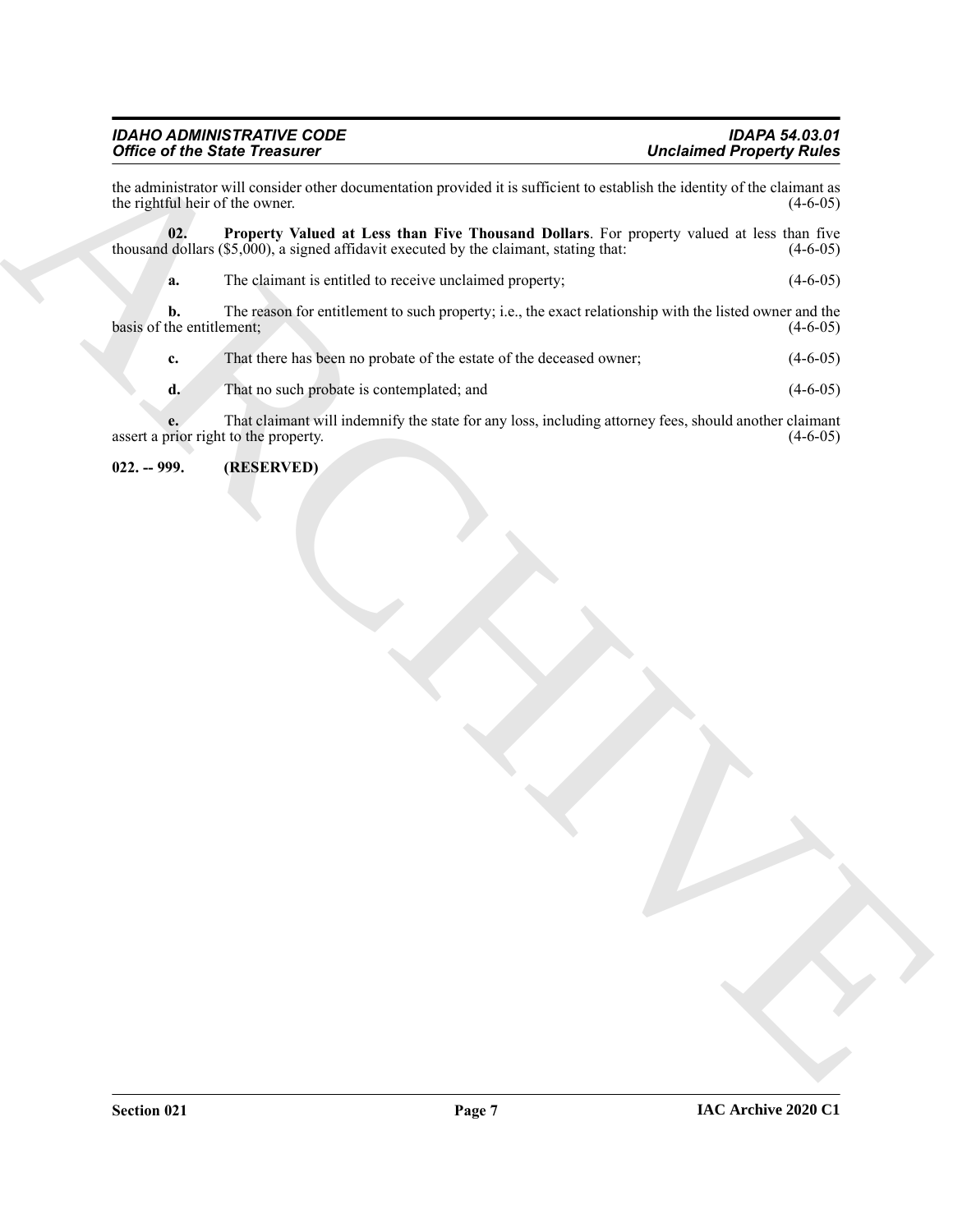the administrator will consider other documentation provided it is sufficient to establish the identity of the claimant as the rightful heir of the owner. (4-6-05)

**02. Property Valued at Less than Five Thousand Dollars**. For property valued at less than five thousand dollars ($5,000), a signed affidavit executed by the claimant, stating that: (4-6-05)

**a.** The claimant is entitled to receive unclaimed property; (4-6-05)

**b.** The reason for entitlement to such property; i.e., the exact relationship with the listed owner and the basis of the entitlement; (4-6-05)

**c.** That there has been no probate of the estate of the deceased owner; (4-6-05)

**d.** That no such probate is contemplated; and (4-6-05)

**e.** That claimant will indemnify the state for any loss, including attorney fees, should another claimant assert a prior right to the property. (4-6-05)

**022. -- 999. (RESERVED)**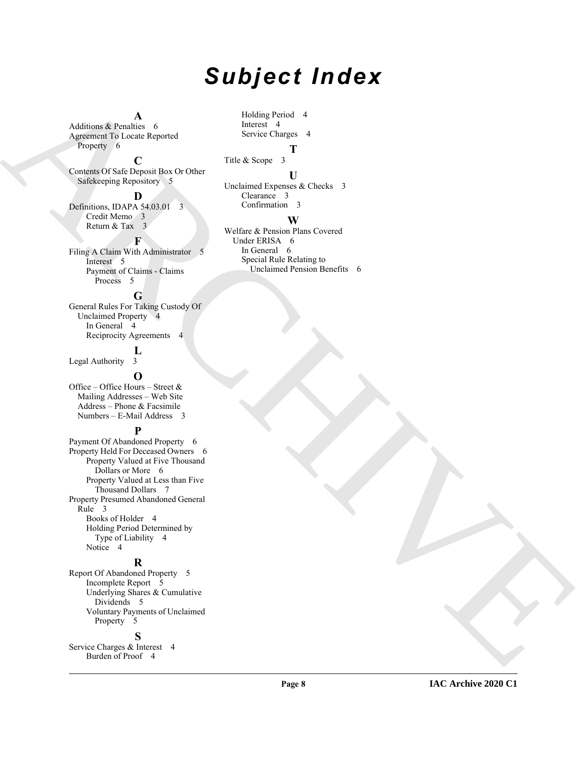# Subject Index

**A**

Additions & Penalties 6
Agreement To Locate Reported Property 6

**C**

Contents Of Safe Deposit Box Or Other Safekeeping Repository 5

**D**

Definitions, IDAPA 54.03.01 3
- Credit Memo 3
- Return & Tax 3

**F**

Filing A Claim With Administrator 5
- Interest 5
- Payment of Claims - Claims Process 5

**G**

General Rules For Taking Custody Of Unclaimed Property 4
- In General 4
- Reciprocity Agreements 4

**L**

Legal Authority 3

**O**

Office – Office Hours – Street & Mailing Addresses – Web Site Address – Phone & Facsimile Numbers – E-Mail Address 3

**P**

Payment Of Abandoned Property 6
Property Held For Deceased Owners 6
- Property Valued at Five Thousand Dollars or More 6
- Property Valued at Less than Five Thousand Dollars 7

Property Presumed Abandoned General Rule 3
- Books of Holder 4
- Holding Period Determined by Type of Liability 4
- Notice 4

**R**

Report Of Abandoned Property 5
- Incomplete Report 5
- Underlying Shares & Cumulative Dividends 5
- Voluntary Payments of Unclaimed Property 5

**S**

Service Charges & Interest 4
- Burden of Proof 4
- Holding Period 4
- Interest 4
- Service Charges 4

**T**

Title & Scope 3

**U**

Unclaimed Expenses & Checks 3
- Clearance 3
- Confirmation 3

**W**

Welfare & Pension Plans Covered Under ERISA 6
- In General 6
- Special Rule Relating to Unclaimed Pension Benefits 6